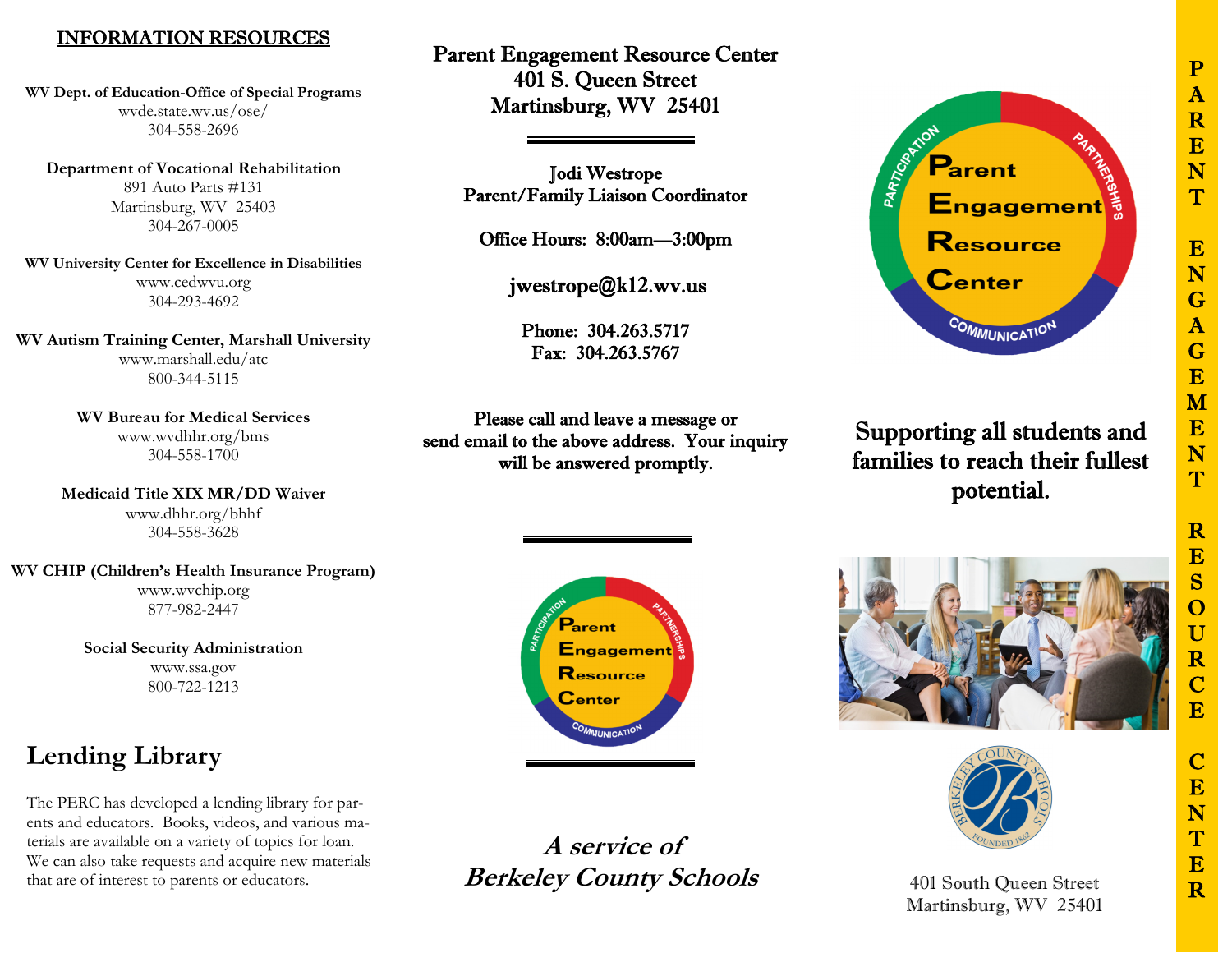## INFORMATION RESOURCES

**WV Dept. of Education-Office of Special Programs**
wvde.state.wv.us/ose/
304-558-2696

**Department of Vocational Rehabilitation**
891 Auto Parts #131
Martinsburg, WV 25403
304-267-0005

**WV University Center for Excellence in Disabilities**
www.cedwvu.org
304-293-4692

**WV Autism Training Center, Marshall University**
www.marshall.edu/atc
800-344-5115

**WV Bureau for Medical Services**
www.wvdhhr.org/bms
304-558-1700

**Medicaid Title XIX MR/DD Waiver**
www.dhhr.org/bhhf
304-558-3628

**WV CHIP (Children's Health Insurance Program)**
www.wvchip.org
877-982-2447

**Social Security Administration**
www.ssa.gov
800-722-1213

## Lending Library

The PERC has developed a lending library for parents and educators. Books, videos, and various materials are available on a variety of topics for loan. We can also take requests and acquire new materials that are of interest to parents or educators.

**Parent Engagement Resource Center**
**401 S. Queen Street**
**Martinsburg, WV 25401**

**Jodi Westrope**
**Parent/Family Liaison Coordinator**

**Office Hours: 8:00am—3:00pm**

**jwestrope@k12.wv.us**

**Phone: 304.263.5717**
**Fax: 304.263.5767**

**Please call and leave a message or send email to the above address. Your inquiry will be answered promptly.**

***A service of Berkeley County Schools***

# Parent Engagement Resource Center

## Supporting all students and families to reach their fullest potential.

401 South Queen Street
Martinsburg, WV 25401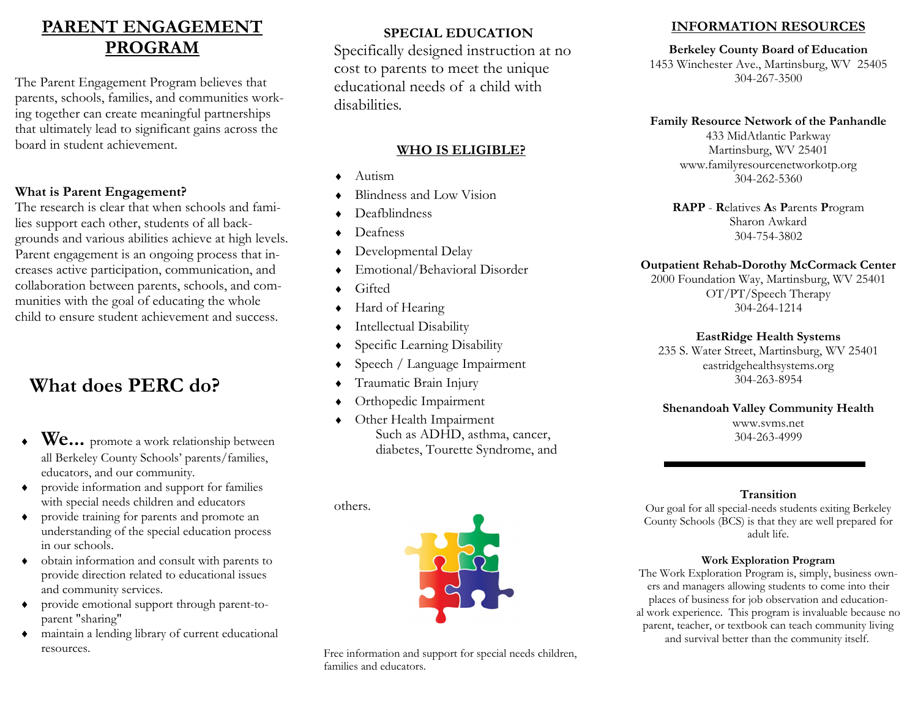# PARENT ENGAGEMENT PROGRAM

The Parent Engagement Program believes that parents, schools, families, and communities working together can create meaningful partnerships that ultimately lead to significant gains across the board in student achievement.

**What is Parent Engagement?**
The research is clear that when schools and families support each other, students of all backgrounds and various abilities achieve at high levels. Parent engagement is an ongoing process that increases active participation, communication, and collaboration between parents, schools, and communities with the goal of educating the whole child to ensure student achievement and success.

## What does PERC do?

- **We...** promote a work relationship between all Berkeley County Schools' parents/families, educators, and our community.
- provide information and support for families with special needs children and educators
- provide training for parents and promote an understanding of the special education process in our schools.
- obtain information and consult with parents to provide direction related to educational issues and community services.
- provide emotional support through parent-to-parent "sharing"
- maintain a lending library of current educational resources.

### SPECIAL EDUCATION

Specifically designed instruction at no cost to parents to meet the unique educational needs of a child with disabilities.

### WHO IS ELIGIBLE?

- Autism
- Blindness and Low Vision
- Deafblindness
- Deafness
- Developmental Delay
- Emotional/Behavioral Disorder
- Gifted
- Hard of Hearing
- Intellectual Disability
- Specific Learning Disability
- Speech / Language Impairment
- Traumatic Brain Injury
- Orthopedic Impairment
- Other Health Impairment
  Such as ADHD, asthma, cancer, diabetes, Tourette Syndrome, and others.

Free information and support for special needs children, families and educators.

### INFORMATION RESOURCES

**Berkeley County Board of Education**
1453 Winchester Ave., Martinsburg, WV 25405
304-267-3500

**Family Resource Network of the Panhandle**
433 MidAtlantic Parkway
Martinsburg, WV 25401
www.familyresourcenetworkotp.org
304-262-5360

**RAPP** - **R**elatives **A**s **P**arents **P**rogram
Sharon Awkard
304-754-3802

**Outpatient Rehab-Dorothy McCormack Center**
2000 Foundation Way, Martinsburg, WV 25401
OT/PT/Speech Therapy
304-264-1214

**EastRidge Health Systems**
235 S. Water Street, Martinsburg, WV 25401
eastridgehealthsystems.org
304-263-8954

**Shenandoah Valley Community Health**
www.svms.net
304-263-4999

**Transition**
Our goal for all special-needs students exiting Berkeley County Schools (BCS) is that they are well prepared for adult life.

**Work Exploration Program**
The Work Exploration Program is, simply, business owners and managers allowing students to come into their places of business for job observation and educational work experience. This program is invaluable because no parent, teacher, or textbook can teach community living and survival better than the community itself.